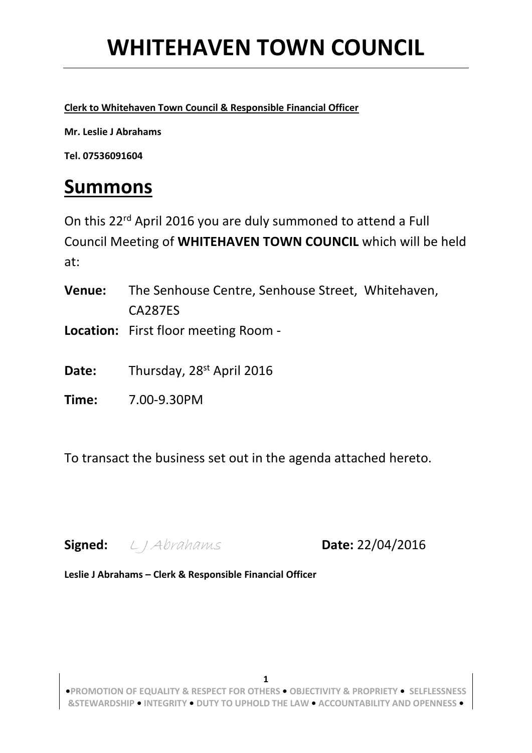# WHITEHAVEN TOWN COUNCIL

**Clerk to Whitehaven Town Council & Responsible Financial Officer**

**Mr. Leslie J Abrahams**

**Tel. 07536091604**

## Summons

On this 22rd April 2016 you are duly summoned to attend a Full Council Meeting of **WHITEHAVEN TOWN COUNCIL** which will be held at:

**Venue:** The Senhouse Centre, Senhouse Street, Whitehaven, CA287ES

**Location:** First floor meeting Room -

**Date:** Thursday, 28st April 2016

**Time:** 7.00-9.30PM

To transact the business set out in the agenda attached hereto.

**Signed:** *L J Abrahams* **Date:** 22/04/2016

**Leslie J Abrahams – Clerk & Responsible Financial Officer**

•PROMOTION OF EQUALITY & RESPECT FOR OTHERS • OBJECTIVITY & PROPRIETY • SELFLESSNESS &STEWARDSHIP • INTEGRITY • DUTY TO UPHOLD THE LAW • ACCOUNTABILITY AND OPENNESS •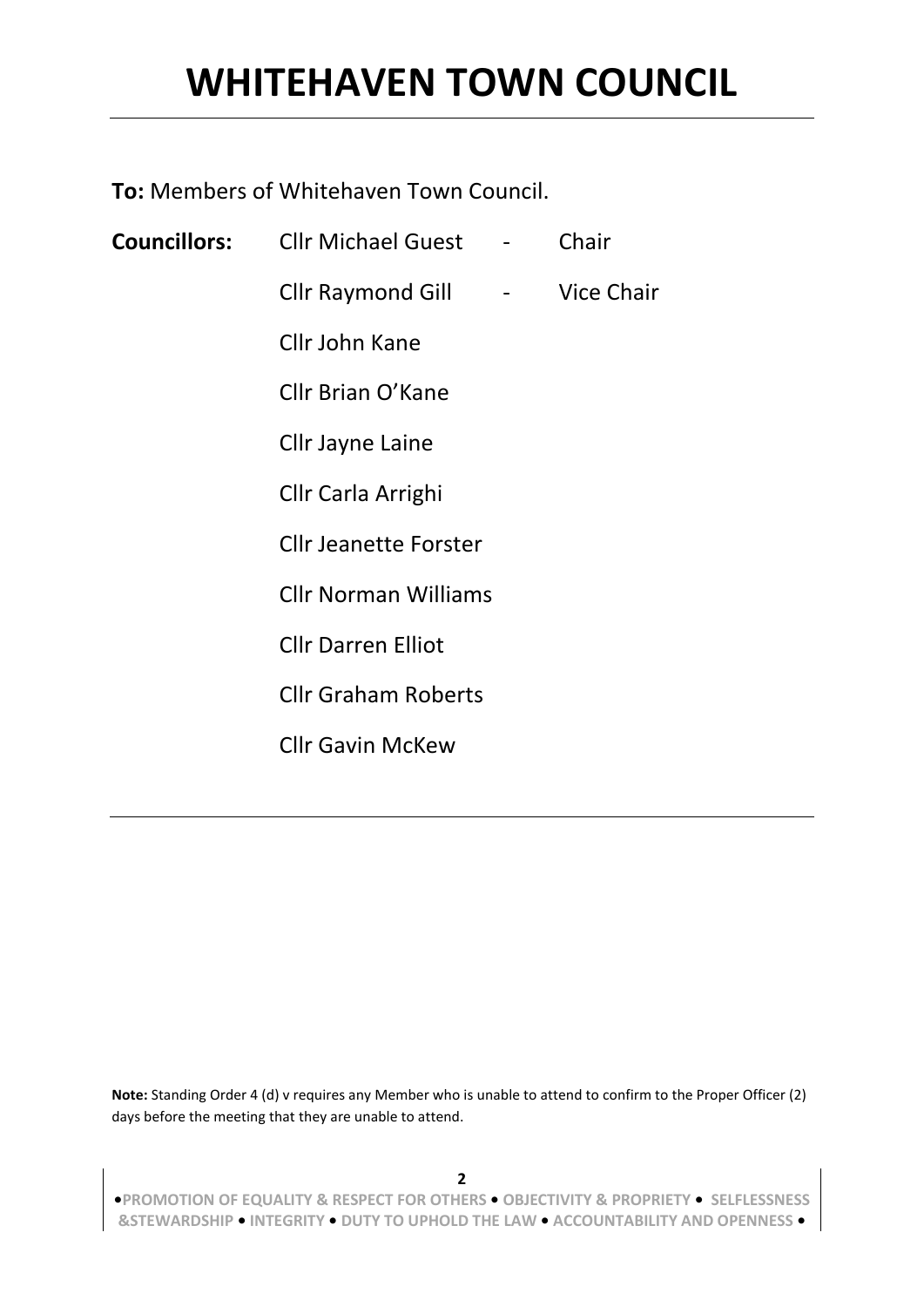# WHITEHAVEN TOWN COUNCIL

---

**To:** Members of Whitehaven Town Council.

| | | | |
|---|---|---|---|
| **Councillors:** | Cllr Michael Guest | - | Chair |
| | Cllr Raymond Gill | - | Vice Chair |
| | Cllr John Kane | | |
| | Cllr Brian O'Kane | | |
| | Cllr Jayne Laine | | |
| | Cllr Carla Arrighi | | |
| | Cllr Jeanette Forster | | |
| | Cllr Norman Williams | | |
| | Cllr Darren Elliot | | |
| | Cllr Graham Roberts | | |
| | Cllr Gavin McKew | | |

---

**Note:** Standing Order 4 (d) v requires any Member who is unable to attend to confirm to the Proper Officer (2) days before the meeting that they are unable to attend.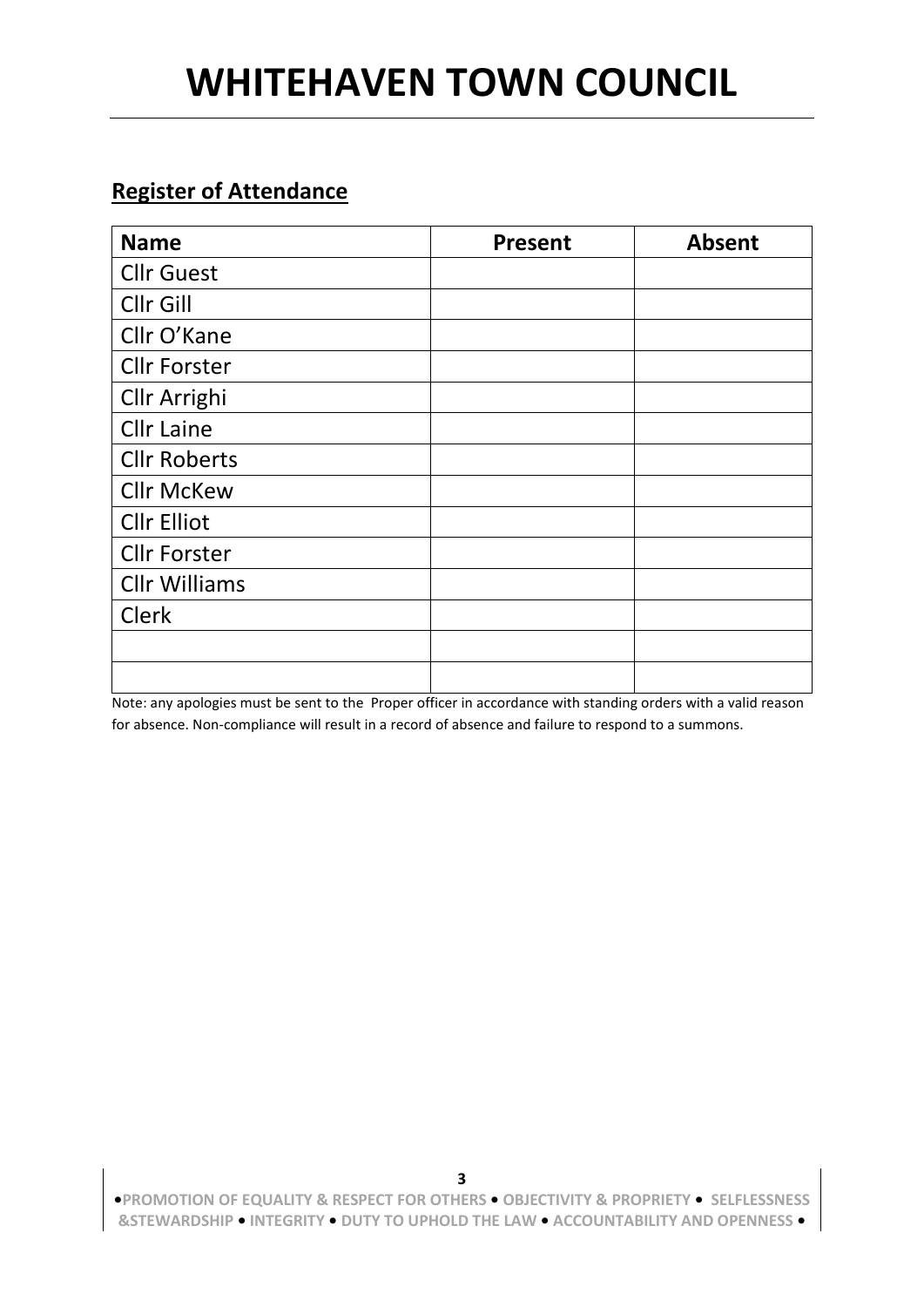# WHITEHAVEN TOWN COUNCIL

## Register of Attendance

| Name | Present | Absent |
|---|---|---|
| Cllr Guest | | |
| Cllr Gill | | |
| Cllr O'Kane | | |
| Cllr Forster | | |
| Cllr Arrighi | | |
| Cllr Laine | | |
| Cllr Roberts | | |
| Cllr McKew | | |
| Cllr Elliot | | |
| Cllr Forster | | |
| Cllr Williams | | |
| Clerk | | |
| | | |
| | | |

Note: any apologies must be sent to the Proper officer in accordance with standing orders with a valid reason for absence. Non-compliance will result in a record of absence and failure to respond to a summons.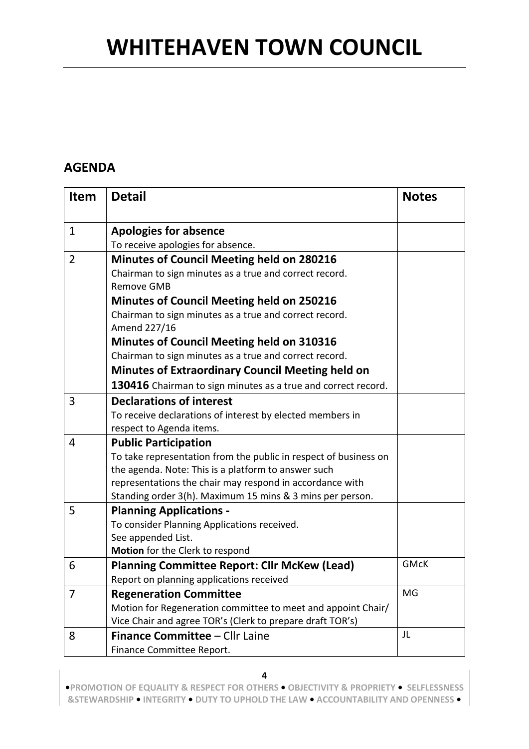# WHITEHAVEN TOWN COUNCIL

## AGENDA

| Item | Detail | Notes |
|---|---|---|
| 1 | **Apologies for absence**<br>To receive apologies for absence. | |
| 2 | **Minutes of Council Meeting held on 280216**<br>Chairman to sign minutes as a true and correct record.<br>Remove GMB<br>**Minutes of Council Meeting held on 250216**<br>Chairman to sign minutes as a true and correct record.<br>Amend 227/16<br>**Minutes of Council Meeting held on 310316**<br>Chairman to sign minutes as a true and correct record.<br>**Minutes of Extraordinary Council Meeting held on 130416** Chairman to sign minutes as a true and correct record. | |
| 3 | **Declarations of interest**<br>To receive declarations of interest by elected members in respect to Agenda items. | |
| 4 | **Public Participation**<br>To take representation from the public in respect of business on the agenda. Note: This is a platform to answer such representations the chair may respond in accordance with Standing order 3(h). Maximum 15 mins & 3 mins per person. | |
| 5 | **Planning Applications -**<br>To consider Planning Applications received.<br>See appended List.<br>**Motion** for the Clerk to respond | |
| 6 | **Planning Committee Report: Cllr McKew (Lead)**<br>Report on planning applications received | GMcK |
| 7 | **Regeneration Committee**<br>Motion for Regeneration committee to meet and appoint Chair/ Vice Chair and agree TOR's (Clerk to prepare draft TOR's) | MG |
| 8 | **Finance Committee** – Cllr Laine<br>Finance Committee Report. | JL |

•PROMOTION OF EQUALITY & RESPECT FOR OTHERS • OBJECTIVITY & PROPRIETY • SELFLESSNESS &STEWARDSHIP • INTEGRITY • DUTY TO UPHOLD THE LAW • ACCOUNTABILITY AND OPENNESS •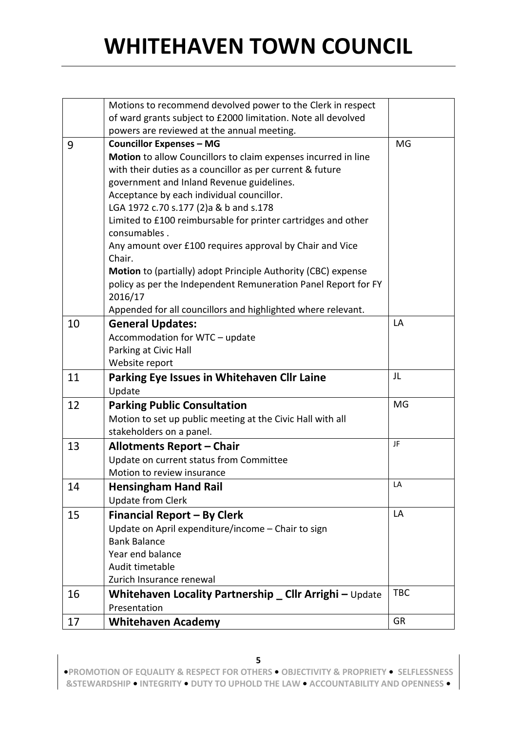# WHITEHAVEN TOWN COUNCIL

| | | |
|---|---|---|
| | Motions to recommend devolved power to the Clerk in respect of ward grants subject to £2000 limitation. Note all devolved powers are reviewed at the annual meeting. | |
| 9 | **Councillor Expenses – MG**<br>**Motion** to allow Councillors to claim expenses incurred in line with their duties as a councillor as per current & future government and Inland Revenue guidelines.<br>Acceptance by each individual councillor.<br>LGA 1972 c.70 s.177 (2)a & b and s.178<br>Limited to £100 reimbursable for printer cartridges and other consumables .<br>Any amount over £100 requires approval by Chair and Vice Chair.<br>**Motion** to (partially) adopt Principle Authority (CBC) expense policy as per the Independent Remuneration Panel Report for FY 2016/17<br>Appended for all councillors and highlighted where relevant. | MG |
| 10 | **General Updates:**<br>Accommodation for WTC – update<br>Parking at Civic Hall<br>Website report | LA |
| 11 | **Parking Eye Issues in Whitehaven Cllr Laine**<br>Update | JL |
| 12 | **Parking Public Consultation**<br>Motion to set up public meeting at the Civic Hall with all stakeholders on a panel. | MG |
| 13 | **Allotments Report – Chair**<br>Update on current status from Committee<br>Motion to review insurance | JF |
| 14 | **Hensingham Hand Rail**<br>Update from Clerk | LA |
| 15 | **Financial Report – By Clerk**<br>Update on April expenditure/income – Chair to sign<br>Bank Balance<br>Year end balance<br>Audit timetable<br>Zurich Insurance renewal | LA |
| 16 | **Whitehaven Locality Partnership _ Cllr Arrighi –** Update Presentation | TBC |
| 17 | **Whitehaven Academy** | GR |

•PROMOTION OF EQUALITY & RESPECT FOR OTHERS • OBJECTIVITY & PROPRIETY • SELFLESSNESS &STEWARDSHIP • INTEGRITY • DUTY TO UPHOLD THE LAW • ACCOUNTABILITY AND OPENNESS •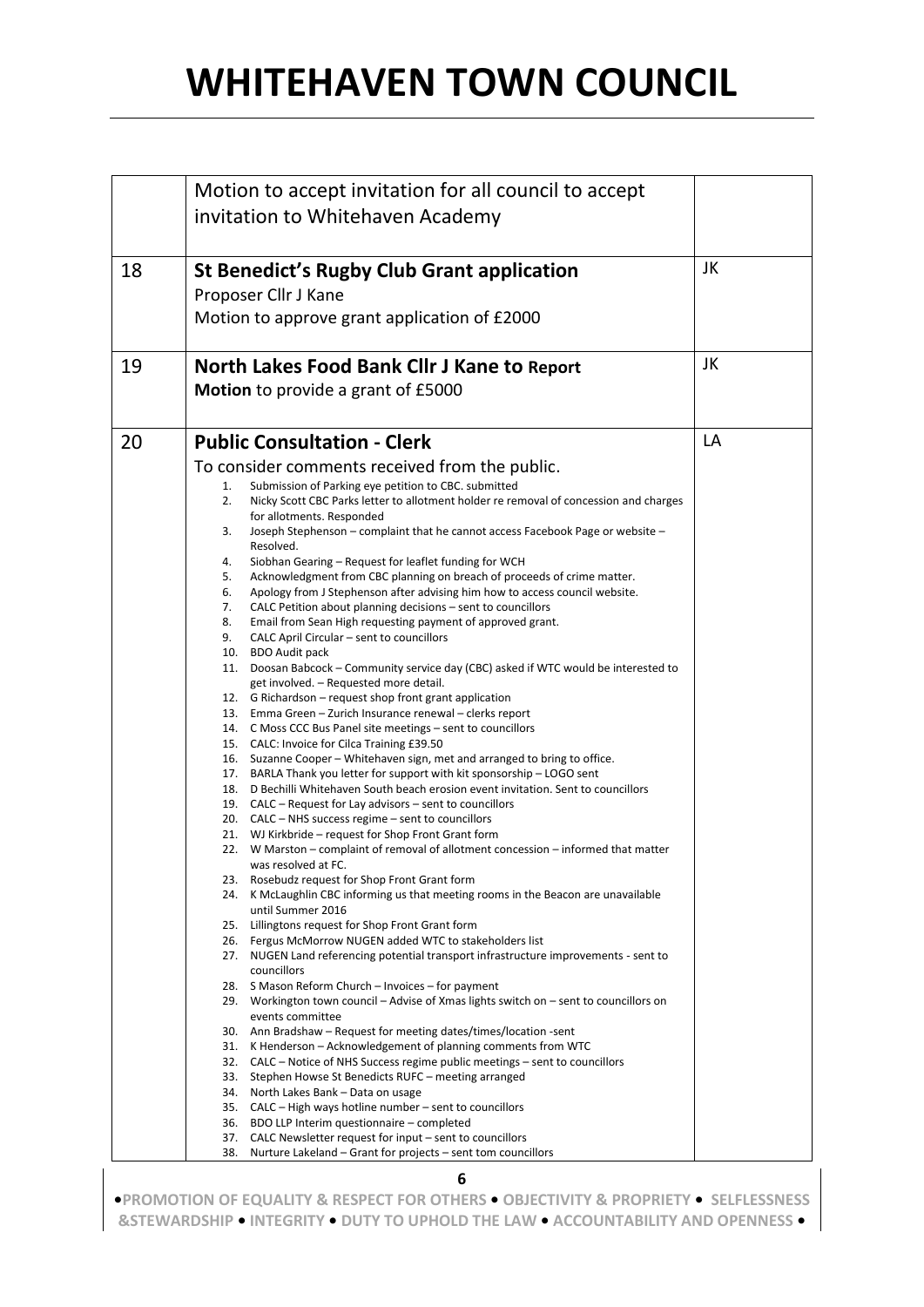# WHITEHAVEN TOWN COUNCIL

| | | |
|---|---|---|
| | Motion to accept invitation for all council to accept invitation to Whitehaven Academy | |
| 18 | **St Benedict's Rugby Club Grant application**<br>Proposer Cllr J Kane<br>Motion to approve grant application of £2000 | JK |
| 19 | **North Lakes Food Bank Cllr J Kane to Report**<br>**Motion** to provide a grant of £5000 | JK |
| 20 | **Public Consultation - Clerk**<br>To consider comments received from the public.<br>1. Submission of Parking eye petition to CBC. submitted<br>2. Nicky Scott CBC Parks letter to allotment holder re removal of concession and charges for allotments. Responded<br>3. Joseph Stephenson – complaint that he cannot access Facebook Page or website – Resolved.<br>4. Siobhan Gearing – Request for leaflet funding for WCH<br>5. Acknowledgment from CBC planning on breach of proceeds of crime matter.<br>6. Apology from J Stephenson after advising him how to access council website.<br>7. CALC Petition about planning decisions – sent to councillors<br>8. Email from Sean High requesting payment of approved grant.<br>9. CALC April Circular – sent to councillors<br>10. BDO Audit pack<br>11. Doosan Babcock – Community service day (CBC) asked if WTC would be interested to get involved. – Requested more detail.<br>12. G Richardson – request shop front grant application<br>13. Emma Green – Zurich Insurance renewal – clerks report<br>14. C Moss CCC Bus Panel site meetings – sent to councillors<br>15. CALC: Invoice for Cilca Training £39.50<br>16. Suzanne Cooper – Whitehaven sign, met and arranged to bring to office.<br>17. BARLA Thank you letter for support with kit sponsorship – LOGO sent<br>18. D Bechilli Whitehaven South beach erosion event invitation. Sent to councillors<br>19. CALC – Request for Lay advisors – sent to councillors<br>20. CALC – NHS success regime – sent to councillors<br>21. WJ Kirkbride – request for Shop Front Grant form<br>22. W Marston – complaint of removal of allotment concession – informed that matter was resolved at FC.<br>23. Rosebudz request for Shop Front Grant form<br>24. K McLaughlin CBC informing us that meeting rooms in the Beacon are unavailable until Summer 2016<br>25. Lillingtons request for Shop Front Grant form<br>26. Fergus McMorrow NUGEN added WTC to stakeholders list<br>27. NUGEN Land referencing potential transport infrastructure improvements - sent to councillors<br>28. S Mason Reform Church – Invoices – for payment<br>29. Workington town council – Advise of Xmas lights switch on – sent to councillors on events committee<br>30. Ann Bradshaw – Request for meeting dates/times/location -sent<br>31. K Henderson – Acknowledgement of planning comments from WTC<br>32. CALC – Notice of NHS Success regime public meetings – sent to councillors<br>33. Stephen Howse St Benedicts RUFC – meeting arranged<br>34. North Lakes Bank – Data on usage<br>35. CALC – High ways hotline number – sent to councillors<br>36. BDO LLP Interim questionnaire – completed<br>37. CALC Newsletter request for input – sent to councillors<br>38. Nurture Lakeland – Grant for projects – sent tom councillors | LA |

•PROMOTION OF EQUALITY & RESPECT FOR OTHERS • OBJECTIVITY & PROPRIETY • SELFLESSNESS &STEWARDSHIP • INTEGRITY • DUTY TO UPHOLD THE LAW • ACCOUNTABILITY AND OPENNESS •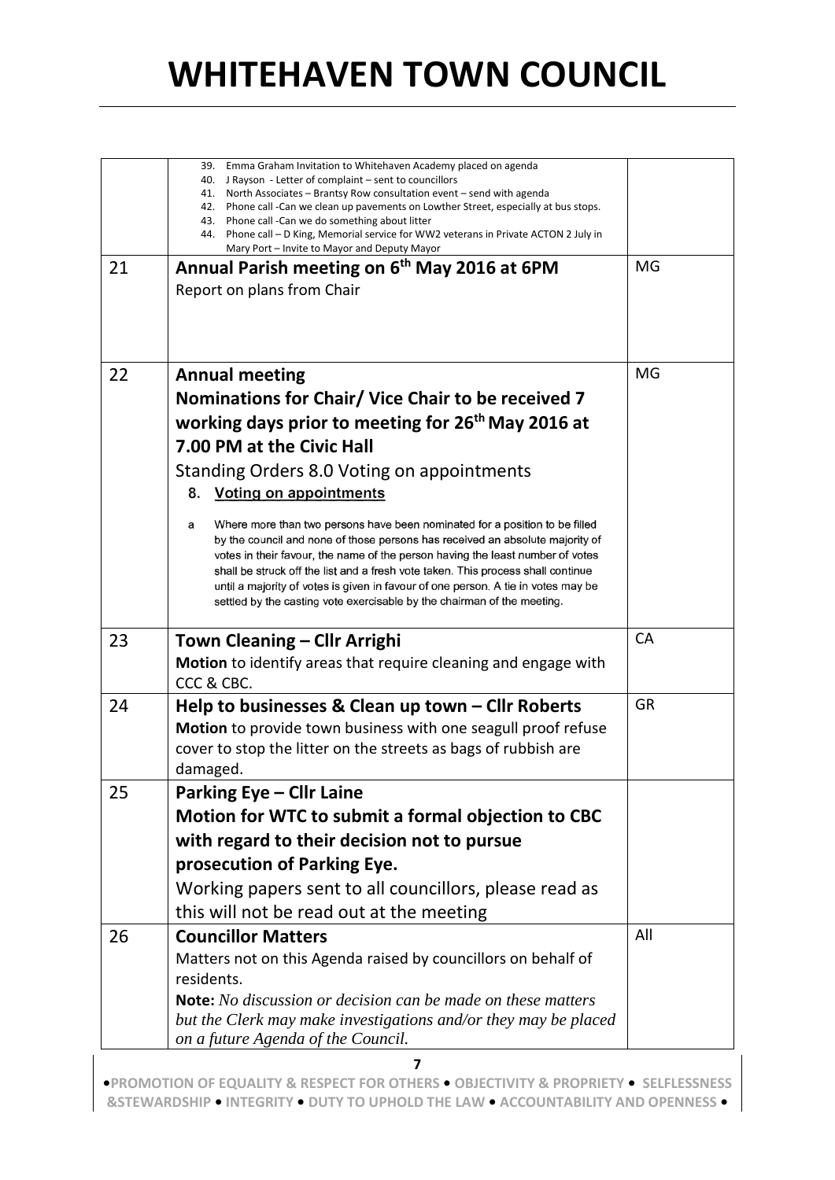# WHITEHAVEN TOWN COUNCIL

| | | |
|---|---|---|
| | 39. Emma Graham Invitation to Whitehaven Academy placed on agenda<br>40. J Rayson - Letter of complaint – sent to councillors<br>41. North Associates – Brantsy Row consultation event – send with agenda<br>42. Phone call -Can we clean up pavements on Lowther Street, especially at bus stops.<br>43. Phone call -Can we do something about litter<br>44. Phone call – D King, Memorial service for WW2 veterans in Private ACTON 2 July in Mary Port – Invite to Mayor and Deputy Mayor | |
| 21 | **Annual Parish meeting on 6th May 2016 at 6PM**<br>Report on plans from Chair | MG |
| 22 | **Annual meeting**<br>**Nominations for Chair/ Vice Chair to be received 7 working days prior to meeting for 26th May 2016 at 7.00 PM at the Civic Hall**<br>Standing Orders 8.0 Voting on appointments<br>**8. Voting on appointments**<br>a Where more than two persons have been nominated for a position to be filled by the council and none of those persons has received an absolute majority of votes in their favour, the name of the person having the least number of votes shall be struck off the list and a fresh vote taken. This process shall continue until a majority of votes is given in favour of one person. A tie in votes may be settled by the casting vote exercisable by the chairman of the meeting. | MG |
| 23 | **Town Cleaning – Cllr Arrighi**<br>**Motion** to identify areas that require cleaning and engage with CCC & CBC. | CA |
| 24 | **Help to businesses & Clean up town – Cllr Roberts**<br>**Motion** to provide town business with one seagull proof refuse cover to stop the litter on the streets as bags of rubbish are damaged. | GR |
| 25 | **Parking Eye – Cllr Laine**<br>**Motion for WTC to submit a formal objection to CBC with regard to their decision not to pursue prosecution of Parking Eye.**<br>Working papers sent to all councillors, please read as this will not be read out at the meeting | |
| 26 | **Councillor Matters**<br>Matters not on this Agenda raised by councillors on behalf of residents.<br>**Note:** *No discussion or decision can be made on these matters but the Clerk may make investigations and/or they may be placed on a future Agenda of the Council.* | All |

•PROMOTION OF EQUALITY & RESPECT FOR OTHERS • OBJECTIVITY & PROPRIETY • SELFLESSNESS &STEWARDSHIP • INTEGRITY • DUTY TO UPHOLD THE LAW • ACCOUNTABILITY AND OPENNESS •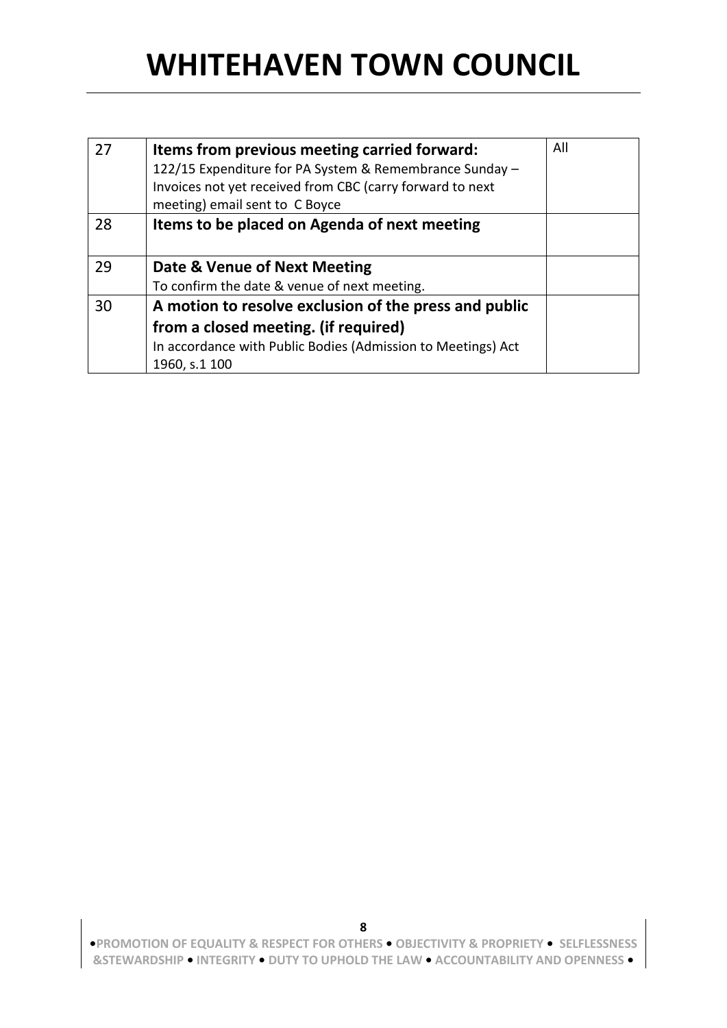| 27 | **Items from previous meeting carried forward:**<br>122/15 Expenditure for PA System & Remembrance Sunday – Invoices not yet received from CBC (carry forward to next meeting) email sent to C Boyce | All |
|---|---|---|
| 28 | **Items to be placed on Agenda of next meeting** | |
| 29 | **Date & Venue of Next Meeting**<br>To confirm the date & venue of next meeting. | |
| 30 | **A motion to resolve exclusion of the press and public from a closed meeting. (if required)**<br>In accordance with Public Bodies (Admission to Meetings) Act 1960, s.1 100 | |